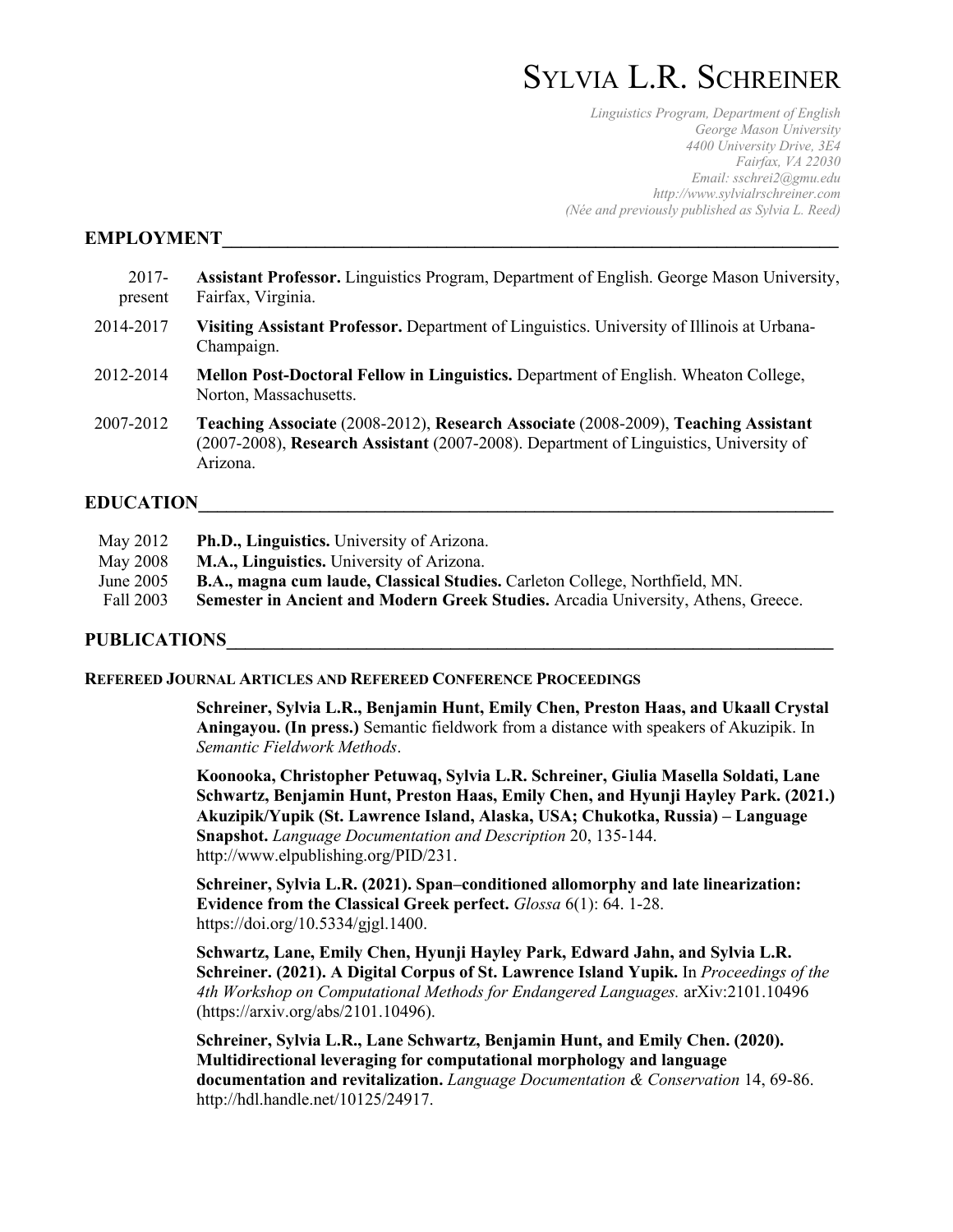# Sylvia L.R. Schreiner

*Linguistics Program, Department of English*
*George Mason University*
*4400 University Drive, 3E4*
*Fairfax, VA 22030*
*Email: sschrei2@gmu.edu*
*http://www.sylvialrschreiner.com*
*(Née and previously published as Sylvia L. Reed)*

## EMPLOYMENT

2017-present — **Assistant Professor.** Linguistics Program, Department of English. George Mason University, Fairfax, Virginia.

2014-2017 — **Visiting Assistant Professor.** Department of Linguistics. University of Illinois at Urbana-Champaign.

2012-2014 — **Mellon Post-Doctoral Fellow in Linguistics.** Department of English. Wheaton College, Norton, Massachusetts.

2007-2012 — **Teaching Associate** (2008-2012), **Research Associate** (2008-2009), **Teaching Assistant** (2007-2008), **Research Assistant** (2007-2008). Department of Linguistics, University of Arizona.

## EDUCATION

May 2012 — **Ph.D., Linguistics.** University of Arizona.
May 2008 — **M.A., Linguistics.** University of Arizona.
June 2005 — **B.A., magna cum laude, Classical Studies.** Carleton College, Northfield, MN.
Fall 2003 — **Semester in Ancient and Modern Greek Studies.** Arcadia University, Athens, Greece.

## PUBLICATIONS

### Refereed Journal Articles and Refereed Conference Proceedings

**Schreiner, Sylvia L.R., Benjamin Hunt, Emily Chen, Preston Haas, and Ukaall Crystal Aningayou. (In press.)** Semantic fieldwork from a distance with speakers of Akuzipik. In *Semantic Fieldwork Methods*.

**Koonooka, Christopher Petuwaq, Sylvia L.R. Schreiner, Giulia Masella Soldati, Lane Schwartz, Benjamin Hunt, Preston Haas, Emily Chen, and Hyunji Hayley Park. (2021.) Akuzipik/Yupik (St. Lawrence Island, Alaska, USA; Chukotka, Russia) – Language Snapshot.** *Language Documentation and Description* 20, 135-144. http://www.elpublishing.org/PID/231.

**Schreiner, Sylvia L.R. (2021). Span–conditioned allomorphy and late linearization: Evidence from the Classical Greek perfect.** *Glossa* 6(1): 64. 1-28. https://doi.org/10.5334/gjgl.1400.

**Schwartz, Lane, Emily Chen, Hyunji Hayley Park, Edward Jahn, and Sylvia L.R. Schreiner. (2021). A Digital Corpus of St. Lawrence Island Yupik.** In *Proceedings of the 4th Workshop on Computational Methods for Endangered Languages.* arXiv:2101.10496 (https://arxiv.org/abs/2101.10496).

**Schreiner, Sylvia L.R., Lane Schwartz, Benjamin Hunt, and Emily Chen. (2020). Multidirectional leveraging for computational morphology and language documentation and revitalization.** *Language Documentation & Conservation* 14, 69-86. http://hdl.handle.net/10125/24917.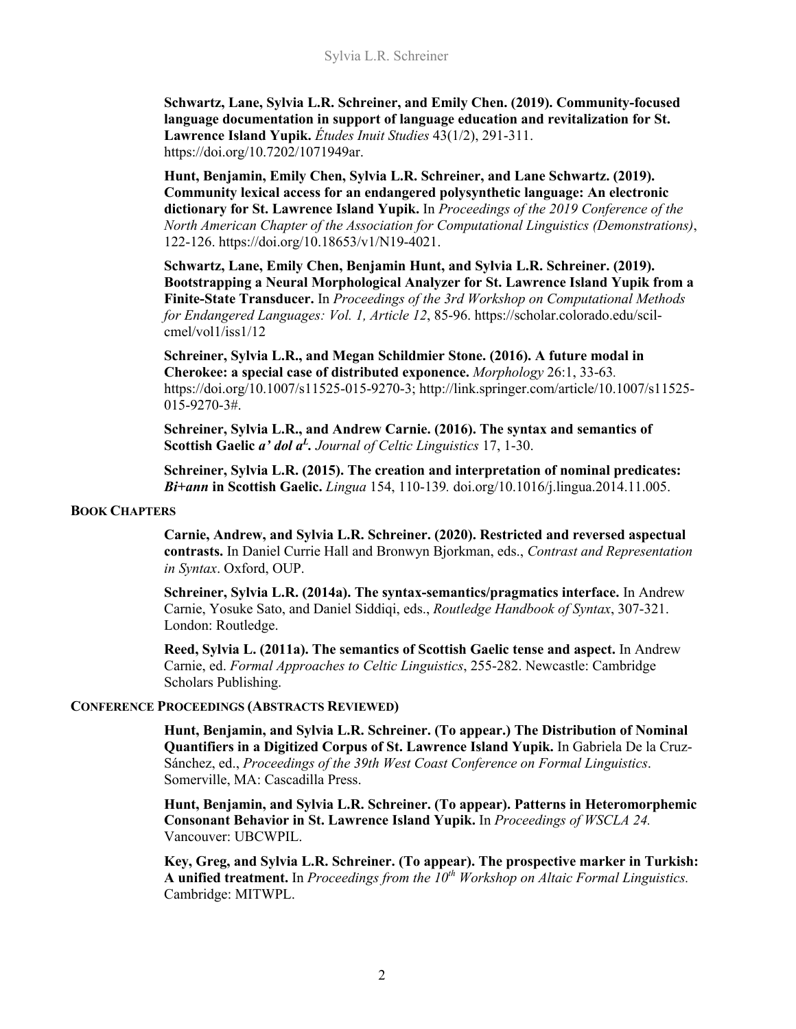**Schwartz, Lane, Sylvia L.R. Schreiner, and Emily Chen. (2019). Community-focused language documentation in support of language education and revitalization for St. Lawrence Island Yupik.** *Études Inuit Studies* 43(1/2), 291-311. https://doi.org/10.7202/1071949ar.

**Hunt, Benjamin, Emily Chen, Sylvia L.R. Schreiner, and Lane Schwartz. (2019). Community lexical access for an endangered polysynthetic language: An electronic dictionary for St. Lawrence Island Yupik.** In *Proceedings of the 2019 Conference of the North American Chapter of the Association for Computational Linguistics (Demonstrations)*, 122-126. https://doi.org/10.18653/v1/N19-4021.

**Schwartz, Lane, Emily Chen, Benjamin Hunt, and Sylvia L.R. Schreiner. (2019). Bootstrapping a Neural Morphological Analyzer for St. Lawrence Island Yupik from a Finite-State Transducer.** In *Proceedings of the 3rd Workshop on Computational Methods for Endangered Languages: Vol. 1, Article 12*, 85-96. https://scholar.colorado.edu/scil-cmel/vol1/iss1/12

**Schreiner, Sylvia L.R., and Megan Schildmier Stone. (2016). A future modal in Cherokee: a special case of distributed exponence.** *Morphology* 26:1, 33-63. https://doi.org/10.1007/s11525-015-9270-3; http://link.springer.com/article/10.1007/s11525-015-9270-3#.

**Schreiner, Sylvia L.R., and Andrew Carnie. (2016). The syntax and semantics of Scottish Gaelic *a' dol a*[L].** *Journal of Celtic Linguistics* 17, 1-30.

**Schreiner, Sylvia L.R. (2015). The creation and interpretation of nominal predicates: *Bi*+*ann* in Scottish Gaelic.** *Lingua* 154, 110-139. doi.org/10.1016/j.lingua.2014.11.005.

## Book Chapters

**Carnie, Andrew, and Sylvia L.R. Schreiner. (2020). Restricted and reversed aspectual contrasts.** In Daniel Currie Hall and Bronwyn Bjorkman, eds., *Contrast and Representation in Syntax*. Oxford, OUP.

**Schreiner, Sylvia L.R. (2014a). The syntax-semantics/pragmatics interface.** In Andrew Carnie, Yosuke Sato, and Daniel Siddiqi, eds., *Routledge Handbook of Syntax*, 307-321. London: Routledge.

**Reed, Sylvia L. (2011a). The semantics of Scottish Gaelic tense and aspect.** In Andrew Carnie, ed. *Formal Approaches to Celtic Linguistics*, 255-282. Newcastle: Cambridge Scholars Publishing.

## Conference Proceedings (Abstracts Reviewed)

**Hunt, Benjamin, and Sylvia L.R. Schreiner. (To appear.) The Distribution of Nominal Quantifiers in a Digitized Corpus of St. Lawrence Island Yupik.** In Gabriela De la Cruz-Sánchez, ed., *Proceedings of the 39th West Coast Conference on Formal Linguistics*. Somerville, MA: Cascadilla Press.

**Hunt, Benjamin, and Sylvia L.R. Schreiner. (To appear). Patterns in Heteromorphemic Consonant Behavior in St. Lawrence Island Yupik.** In *Proceedings of WSCLA 24.* Vancouver: UBCWPIL.

**Key, Greg, and Sylvia L.R. Schreiner. (To appear). The prospective marker in Turkish: A unified treatment.** In *Proceedings from the 10th Workshop on Altaic Formal Linguistics.* Cambridge: MITWPL.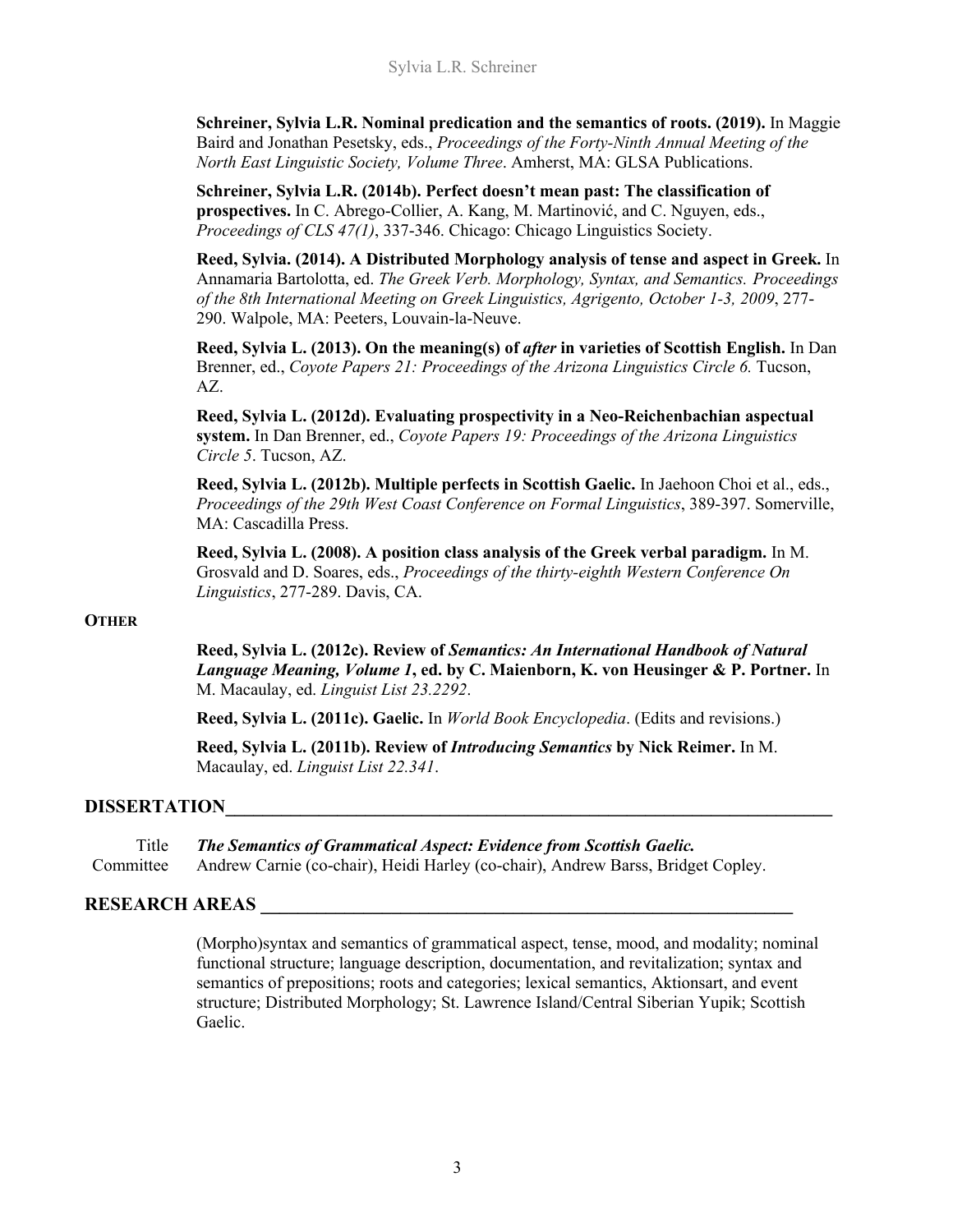**Schreiner, Sylvia L.R. Nominal predication and the semantics of roots. (2019).** In Maggie Baird and Jonathan Pesetsky, eds., *Proceedings of the Forty-Ninth Annual Meeting of the North East Linguistic Society, Volume Three*. Amherst, MA: GLSA Publications.

**Schreiner, Sylvia L.R. (2014b). Perfect doesn't mean past: The classification of prospectives.** In C. Abrego-Collier, A. Kang, M. Martinović, and C. Nguyen, eds., *Proceedings of CLS 47(1)*, 337-346. Chicago: Chicago Linguistics Society.

**Reed, Sylvia. (2014). A Distributed Morphology analysis of tense and aspect in Greek.** In Annamaria Bartolotta, ed. *The Greek Verb. Morphology, Syntax, and Semantics. Proceedings of the 8th International Meeting on Greek Linguistics, Agrigento, October 1-3, 2009*, 277-290. Walpole, MA: Peeters, Louvain-la-Neuve.

**Reed, Sylvia L. (2013). On the meaning(s) of *after* in varieties of Scottish English.** In Dan Brenner, ed., *Coyote Papers 21: Proceedings of the Arizona Linguistics Circle 6.* Tucson, AZ.

**Reed, Sylvia L. (2012d). Evaluating prospectivity in a Neo-Reichenbachian aspectual system.** In Dan Brenner, ed., *Coyote Papers 19: Proceedings of the Arizona Linguistics Circle 5*. Tucson, AZ.

**Reed, Sylvia L. (2012b). Multiple perfects in Scottish Gaelic.** In Jaehoon Choi et al., eds., *Proceedings of the 29th West Coast Conference on Formal Linguistics*, 389-397. Somerville, MA: Cascadilla Press.

**Reed, Sylvia L. (2008). A position class analysis of the Greek verbal paradigm.** In M. Grosvald and D. Soares, eds., *Proceedings of the thirty-eighth Western Conference On Linguistics*, 277-289. Davis, CA.

#### OTHER

**Reed, Sylvia L. (2012c). Review of *Semantics: An International Handbook of Natural Language Meaning, Volume 1*, ed. by C. Maienborn, K. von Heusinger & P. Portner.** In M. Macaulay, ed. *Linguist List 23.2292*.

**Reed, Sylvia L. (2011c). Gaelic.** In *World Book Encyclopedia*. (Edits and revisions.)

**Reed, Sylvia L. (2011b). Review of *Introducing Semantics* by Nick Reimer.** In M. Macaulay, ed. *Linguist List 22.341*.

## DISSERTATION

Title: ***The Semantics of Grammatical Aspect: Evidence from Scottish Gaelic.***

Committee: Andrew Carnie (co-chair), Heidi Harley (co-chair), Andrew Barss, Bridget Copley.

## RESEARCH AREAS

(Morpho)syntax and semantics of grammatical aspect, tense, mood, and modality; nominal functional structure; language description, documentation, and revitalization; syntax and semantics of prepositions; roots and categories; lexical semantics, Aktionsart, and event structure; Distributed Morphology; St. Lawrence Island/Central Siberian Yupik; Scottish Gaelic.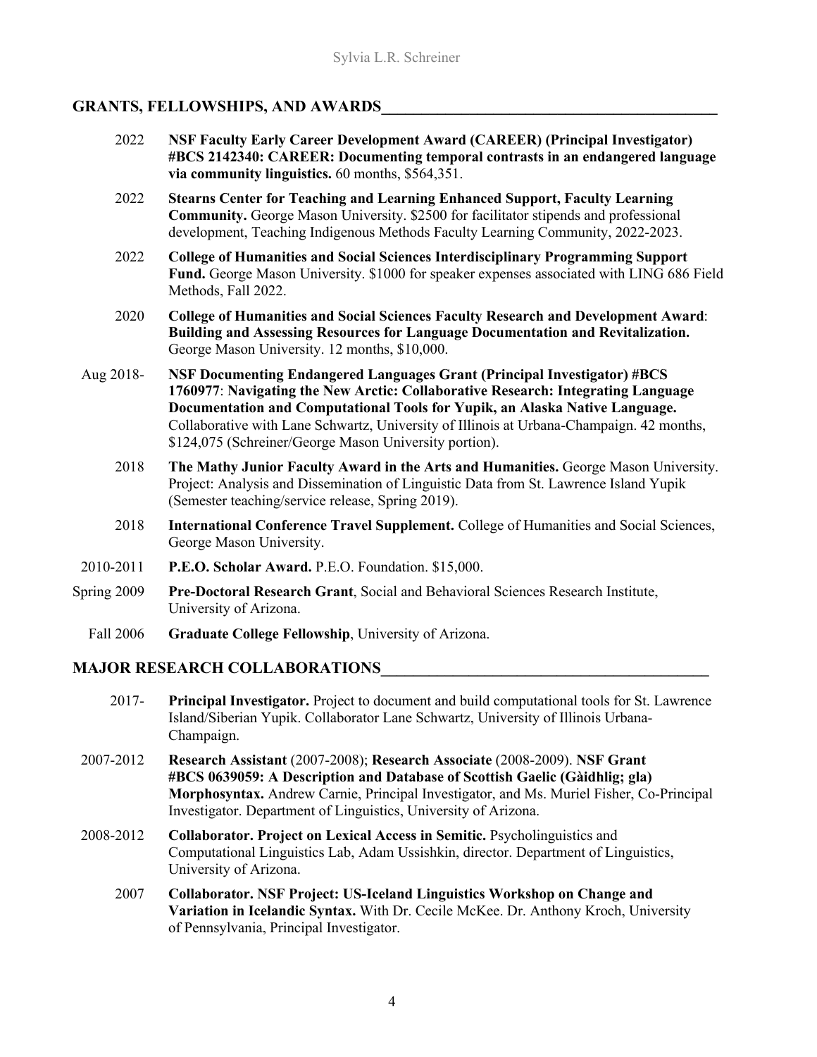## GRANTS, FELLOWSHIPS, AND AWARDS

2022 **NSF Faculty Early Career Development Award (CAREER) (Principal Investigator) #BCS 2142340: CAREER: Documenting temporal contrasts in an endangered language via community linguistics.** 60 months, $564,351.

2022 **Stearns Center for Teaching and Learning Enhanced Support, Faculty Learning Community.** George Mason University. $2500 for facilitator stipends and professional development, Teaching Indigenous Methods Faculty Learning Community, 2022-2023.

2022 **College of Humanities and Social Sciences Interdisciplinary Programming Support Fund.** George Mason University. $1000 for speaker expenses associated with LING 686 Field Methods, Fall 2022.

2020 **College of Humanities and Social Sciences Faculty Research and Development Award**: **Building and Assessing Resources for Language Documentation and Revitalization.** George Mason University. 12 months, $10,000.

Aug 2018- **NSF Documenting Endangered Languages Grant (Principal Investigator) #BCS 1760977**: **Navigating the New Arctic: Collaborative Research: Integrating Language Documentation and Computational Tools for Yupik, an Alaska Native Language.** Collaborative with Lane Schwartz, University of Illinois at Urbana-Champaign. 42 months, $124,075 (Schreiner/George Mason University portion).

2018 **The Mathy Junior Faculty Award in the Arts and Humanities.** George Mason University. Project: Analysis and Dissemination of Linguistic Data from St. Lawrence Island Yupik (Semester teaching/service release, Spring 2019).

2018 **International Conference Travel Supplement.** College of Humanities and Social Sciences, George Mason University.

2010-2011 **P.E.O. Scholar Award.** P.E.O. Foundation. $15,000.

Spring 2009 **Pre-Doctoral Research Grant**, Social and Behavioral Sciences Research Institute, University of Arizona.

Fall 2006 **Graduate College Fellowship**, University of Arizona.

## MAJOR RESEARCH COLLABORATIONS

2017- **Principal Investigator.** Project to document and build computational tools for St. Lawrence Island/Siberian Yupik. Collaborator Lane Schwartz, University of Illinois Urbana-Champaign.

2007-2012 **Research Assistant** (2007-2008); **Research Associate** (2008-2009). **NSF Grant #BCS 0639059: A Description and Database of Scottish Gaelic (Gàidhlig; gla) Morphosyntax.** Andrew Carnie, Principal Investigator, and Ms. Muriel Fisher, Co-Principal Investigator. Department of Linguistics, University of Arizona.

2008-2012 **Collaborator. Project on Lexical Access in Semitic.** Psycholinguistics and Computational Linguistics Lab, Adam Ussishkin, director. Department of Linguistics, University of Arizona.

2007 **Collaborator. NSF Project: US-Iceland Linguistics Workshop on Change and Variation in Icelandic Syntax.** With Dr. Cecile McKee. Dr. Anthony Kroch, University of Pennsylvania, Principal Investigator.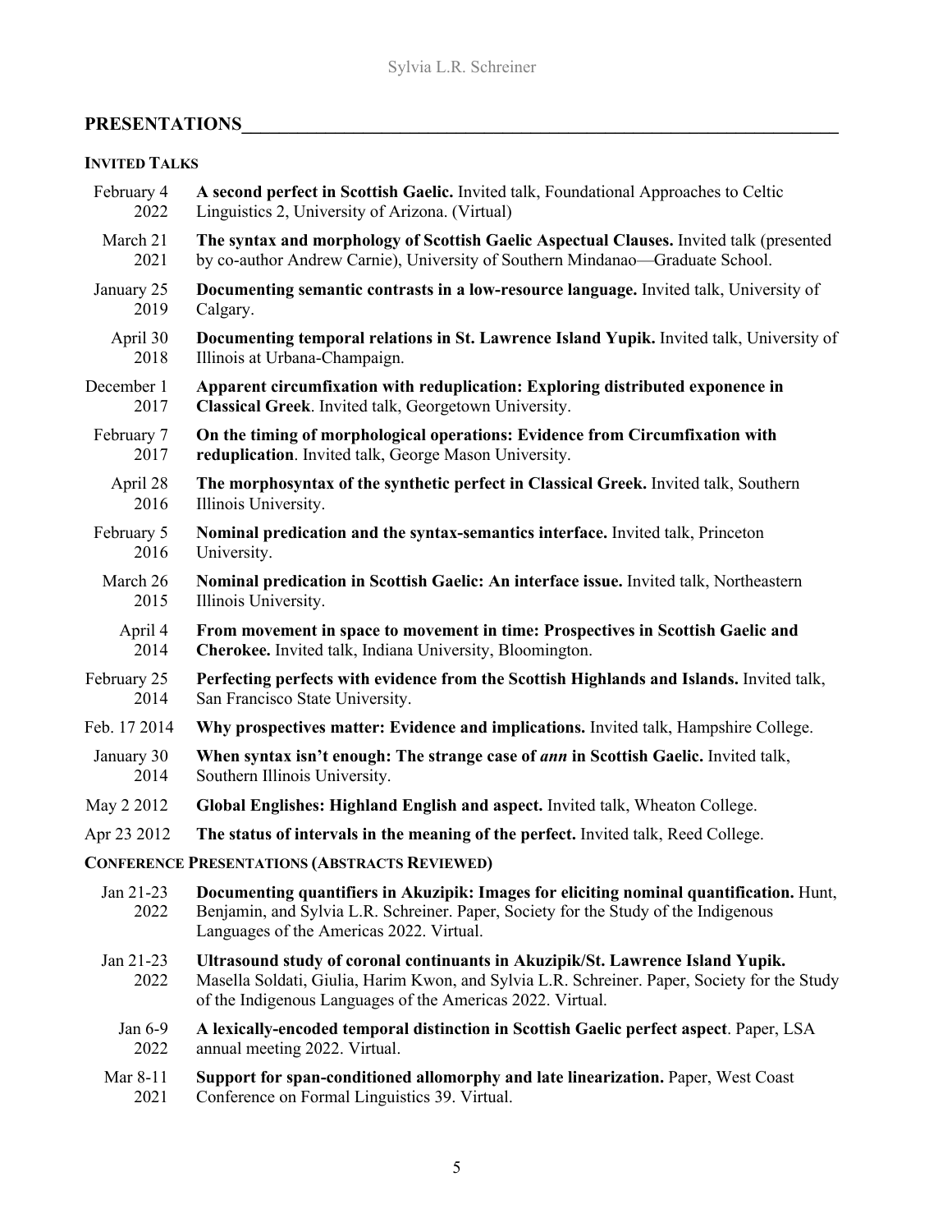## PRESENTATIONS

### INVITED TALKS

| | |
|---|---|
| February 4 2022 | **A second perfect in Scottish Gaelic.** Invited talk, Foundational Approaches to Celtic Linguistics 2, University of Arizona. (Virtual) |
| March 21 2021 | **The syntax and morphology of Scottish Gaelic Aspectual Clauses.** Invited talk (presented by co-author Andrew Carnie), University of Southern Mindanao—Graduate School. |
| January 25 2019 | **Documenting semantic contrasts in a low-resource language.** Invited talk, University of Calgary. |
| April 30 2018 | **Documenting temporal relations in St. Lawrence Island Yupik.** Invited talk, University of Illinois at Urbana-Champaign. |
| December 1 2017 | **Apparent circumfixation with reduplication: Exploring distributed exponence in Classical Greek**. Invited talk, Georgetown University. |
| February 7 2017 | **On the timing of morphological operations: Evidence from Circumfixation with reduplication**. Invited talk, George Mason University. |
| April 28 2016 | **The morphosyntax of the synthetic perfect in Classical Greek.** Invited talk, Southern Illinois University. |
| February 5 2016 | **Nominal predication and the syntax-semantics interface.** Invited talk, Princeton University. |
| March 26 2015 | **Nominal predication in Scottish Gaelic: An interface issue.** Invited talk, Northeastern Illinois University. |
| April 4 2014 | **From movement in space to movement in time: Prospectives in Scottish Gaelic and Cherokee.** Invited talk, Indiana University, Bloomington. |
| February 25 2014 | **Perfecting perfects with evidence from the Scottish Highlands and Islands.** Invited talk, San Francisco State University. |
| Feb. 17 2014 | **Why prospectives matter: Evidence and implications.** Invited talk, Hampshire College. |
| January 30 2014 | **When syntax isn't enough: The strange case of *ann* in Scottish Gaelic.** Invited talk, Southern Illinois University. |
| May 2 2012 | **Global Englishes: Highland English and aspect.** Invited talk, Wheaton College. |
| Apr 23 2012 | **The status of intervals in the meaning of the perfect.** Invited talk, Reed College. |

### CONFERENCE PRESENTATIONS (ABSTRACTS REVIEWED)

| | |
|---|---|
| Jan 21-23 2022 | **Documenting quantifiers in Akuzipik: Images for eliciting nominal quantification.** Hunt, Benjamin, and Sylvia L.R. Schreiner. Paper, Society for the Study of the Indigenous Languages of the Americas 2022. Virtual. |
| Jan 21-23 2022 | **Ultrasound study of coronal continuants in Akuzipik/St. Lawrence Island Yupik.** Masella Soldati, Giulia, Harim Kwon, and Sylvia L.R. Schreiner. Paper, Society for the Study of the Indigenous Languages of the Americas 2022. Virtual. |
| Jan 6-9 2022 | **A lexically-encoded temporal distinction in Scottish Gaelic perfect aspect**. Paper, LSA annual meeting 2022. Virtual. |
| Mar 8-11 2021 | **Support for span-conditioned allomorphy and late linearization.** Paper, West Coast Conference on Formal Linguistics 39. Virtual. |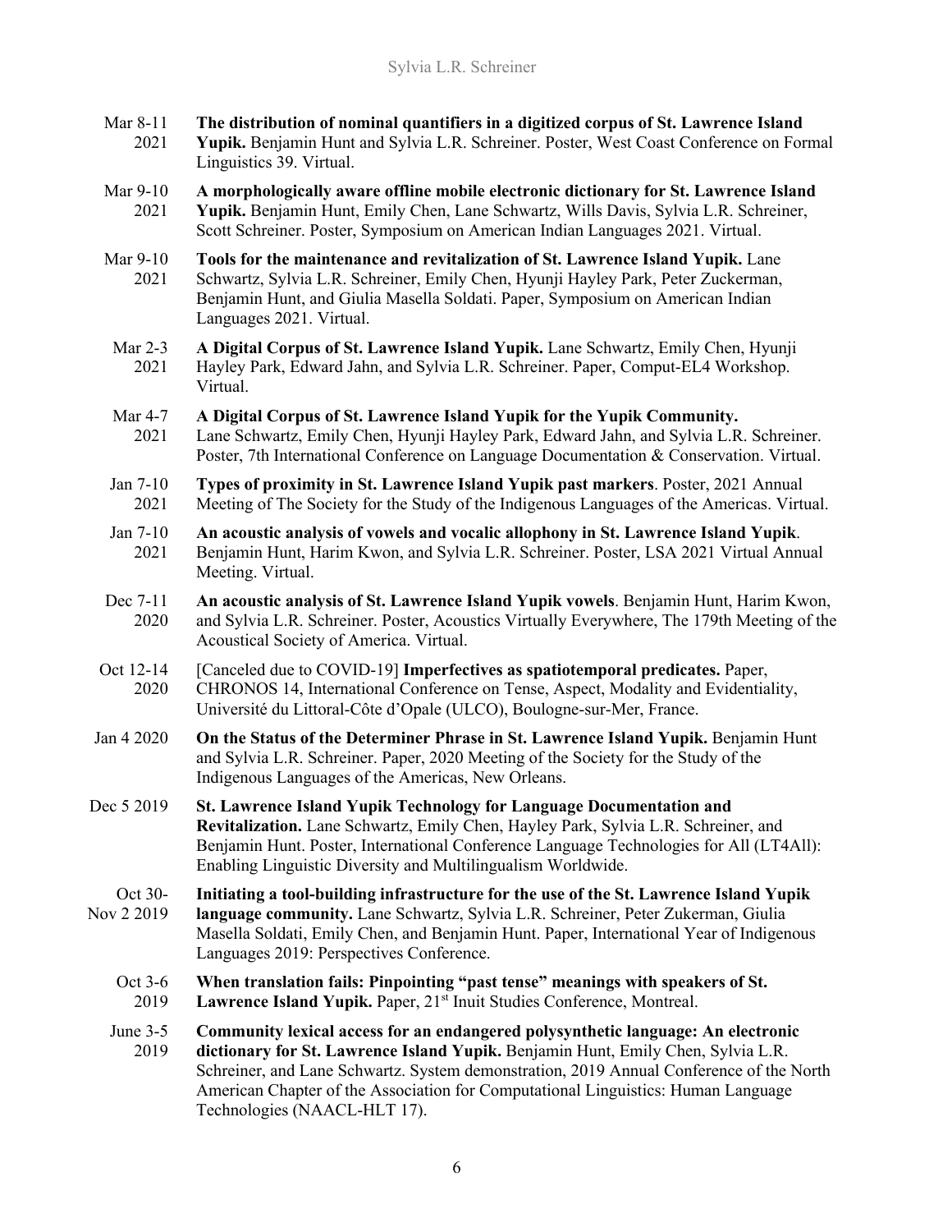Mar 8-11 2021 — **The distribution of nominal quantifiers in a digitized corpus of St. Lawrence Island Yupik.** Benjamin Hunt and Sylvia L.R. Schreiner. Poster, West Coast Conference on Formal Linguistics 39. Virtual.

Mar 9-10 2021 — **A morphologically aware offline mobile electronic dictionary for St. Lawrence Island Yupik.** Benjamin Hunt, Emily Chen, Lane Schwartz, Wills Davis, Sylvia L.R. Schreiner, Scott Schreiner. Poster, Symposium on American Indian Languages 2021. Virtual.

Mar 9-10 2021 — **Tools for the maintenance and revitalization of St. Lawrence Island Yupik.** Lane Schwartz, Sylvia L.R. Schreiner, Emily Chen, Hyunji Hayley Park, Peter Zuckerman, Benjamin Hunt, and Giulia Masella Soldati. Paper, Symposium on American Indian Languages 2021. Virtual.

Mar 2-3 2021 — **A Digital Corpus of St. Lawrence Island Yupik.** Lane Schwartz, Emily Chen, Hyunji Hayley Park, Edward Jahn, and Sylvia L.R. Schreiner. Paper, Comput-EL4 Workshop. Virtual.

Mar 4-7 2021 — **A Digital Corpus of St. Lawrence Island Yupik for the Yupik Community.** Lane Schwartz, Emily Chen, Hyunji Hayley Park, Edward Jahn, and Sylvia L.R. Schreiner. Poster, 7th International Conference on Language Documentation & Conservation. Virtual.

Jan 7-10 2021 — **Types of proximity in St. Lawrence Island Yupik past markers**. Poster, 2021 Annual Meeting of The Society for the Study of the Indigenous Languages of the Americas. Virtual.

Jan 7-10 2021 — **An acoustic analysis of vowels and vocalic allophony in St. Lawrence Island Yupik**. Benjamin Hunt, Harim Kwon, and Sylvia L.R. Schreiner. Poster, LSA 2021 Virtual Annual Meeting. Virtual.

Dec 7-11 2020 — **An acoustic analysis of St. Lawrence Island Yupik vowels**. Benjamin Hunt, Harim Kwon, and Sylvia L.R. Schreiner. Poster, Acoustics Virtually Everywhere, The 179th Meeting of the Acoustical Society of America. Virtual.

Oct 12-14 2020 — [Canceled due to COVID-19] **Imperfectives as spatiotemporal predicates.** Paper, CHRONOS 14, International Conference on Tense, Aspect, Modality and Evidentiality, Université du Littoral-Côte d'Opale (ULCO), Boulogne-sur-Mer, France.

Jan 4 2020 — **On the Status of the Determiner Phrase in St. Lawrence Island Yupik.** Benjamin Hunt and Sylvia L.R. Schreiner. Paper, 2020 Meeting of the Society for the Study of the Indigenous Languages of the Americas, New Orleans.

Dec 5 2019 — **St. Lawrence Island Yupik Technology for Language Documentation and Revitalization.** Lane Schwartz, Emily Chen, Hayley Park, Sylvia L.R. Schreiner, and Benjamin Hunt. Poster, International Conference Language Technologies for All (LT4All): Enabling Linguistic Diversity and Multilingualism Worldwide.

Oct 30-Nov 2 2019 — **Initiating a tool-building infrastructure for the use of the St. Lawrence Island Yupik language community.** Lane Schwartz, Sylvia L.R. Schreiner, Peter Zukerman, Giulia Masella Soldati, Emily Chen, and Benjamin Hunt. Paper, International Year of Indigenous Languages 2019: Perspectives Conference.

Oct 3-6 2019 — **When translation fails: Pinpointing "past tense" meanings with speakers of St. Lawrence Island Yupik.** Paper, 21st Inuit Studies Conference, Montreal.

June 3-5 2019 — **Community lexical access for an endangered polysynthetic language: An electronic dictionary for St. Lawrence Island Yupik.** Benjamin Hunt, Emily Chen, Sylvia L.R. Schreiner, and Lane Schwartz. System demonstration, 2019 Annual Conference of the North American Chapter of the Association for Computational Linguistics: Human Language Technologies (NAACL-HLT 17).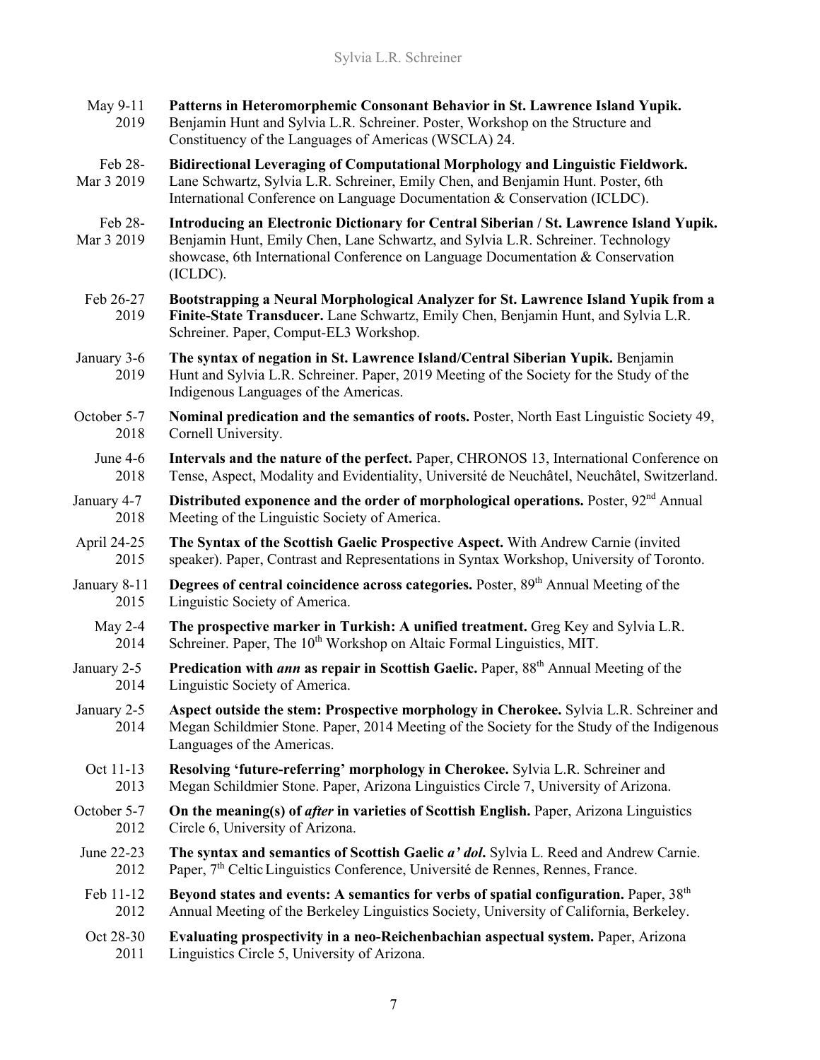May 9-11 2019 **Patterns in Heteromorphemic Consonant Behavior in St. Lawrence Island Yupik.** Benjamin Hunt and Sylvia L.R. Schreiner. Poster, Workshop on the Structure and Constituency of the Languages of Americas (WSCLA) 24.

Feb 28-Mar 3 2019 **Bidirectional Leveraging of Computational Morphology and Linguistic Fieldwork.** Lane Schwartz, Sylvia L.R. Schreiner, Emily Chen, and Benjamin Hunt. Poster, 6th International Conference on Language Documentation & Conservation (ICLDC).

Feb 28-Mar 3 2019 **Introducing an Electronic Dictionary for Central Siberian / St. Lawrence Island Yupik.** Benjamin Hunt, Emily Chen, Lane Schwartz, and Sylvia L.R. Schreiner. Technology showcase, 6th International Conference on Language Documentation & Conservation (ICLDC).

Feb 26-27 2019 **Bootstrapping a Neural Morphological Analyzer for St. Lawrence Island Yupik from a Finite-State Transducer.** Lane Schwartz, Emily Chen, Benjamin Hunt, and Sylvia L.R. Schreiner. Paper, Comput-EL3 Workshop.

January 3-6 2019 **The syntax of negation in St. Lawrence Island/Central Siberian Yupik.** Benjamin Hunt and Sylvia L.R. Schreiner. Paper, 2019 Meeting of the Society for the Study of the Indigenous Languages of the Americas.

October 5-7 2018 **Nominal predication and the semantics of roots.** Poster, North East Linguistic Society 49, Cornell University.

June 4-6 2018 **Intervals and the nature of the perfect.** Paper, CHRONOS 13, International Conference on Tense, Aspect, Modality and Evidentiality, Université de Neuchâtel, Neuchâtel, Switzerland.

January 4-7 2018 **Distributed exponence and the order of morphological operations.** Poster, 92nd Annual Meeting of the Linguistic Society of America.

April 24-25 2015 **The Syntax of the Scottish Gaelic Prospective Aspect.** With Andrew Carnie (invited speaker). Paper, Contrast and Representations in Syntax Workshop, University of Toronto.

January 8-11 2015 **Degrees of central coincidence across categories.** Poster, 89th Annual Meeting of the Linguistic Society of America.

May 2-4 2014 **The prospective marker in Turkish: A unified treatment.** Greg Key and Sylvia L.R. Schreiner. Paper, The 10th Workshop on Altaic Formal Linguistics, MIT.

January 2-5 2014 **Predication with *ann* as repair in Scottish Gaelic.** Paper, 88th Annual Meeting of the Linguistic Society of America.

January 2-5 2014 **Aspect outside the stem: Prospective morphology in Cherokee.** Sylvia L.R. Schreiner and Megan Schildmier Stone. Paper, 2014 Meeting of the Society for the Study of the Indigenous Languages of the Americas.

Oct 11-13 2013 **Resolving 'future-referring' morphology in Cherokee.** Sylvia L.R. Schreiner and Megan Schildmier Stone. Paper, Arizona Linguistics Circle 7, University of Arizona.

October 5-7 2012 **On the meaning(s) of *after* in varieties of Scottish English.** Paper, Arizona Linguistics Circle 6, University of Arizona.

June 22-23 2012 **The syntax and semantics of Scottish Gaelic *a' dol*.** Sylvia L. Reed and Andrew Carnie. Paper, 7th Celtic Linguistics Conference, Université de Rennes, Rennes, France.

Feb 11-12 2012 **Beyond states and events: A semantics for verbs of spatial configuration.** Paper, 38th Annual Meeting of the Berkeley Linguistics Society, University of California, Berkeley.

Oct 28-30 2011 **Evaluating prospectivity in a neo-Reichenbachian aspectual system.** Paper, Arizona Linguistics Circle 5, University of Arizona.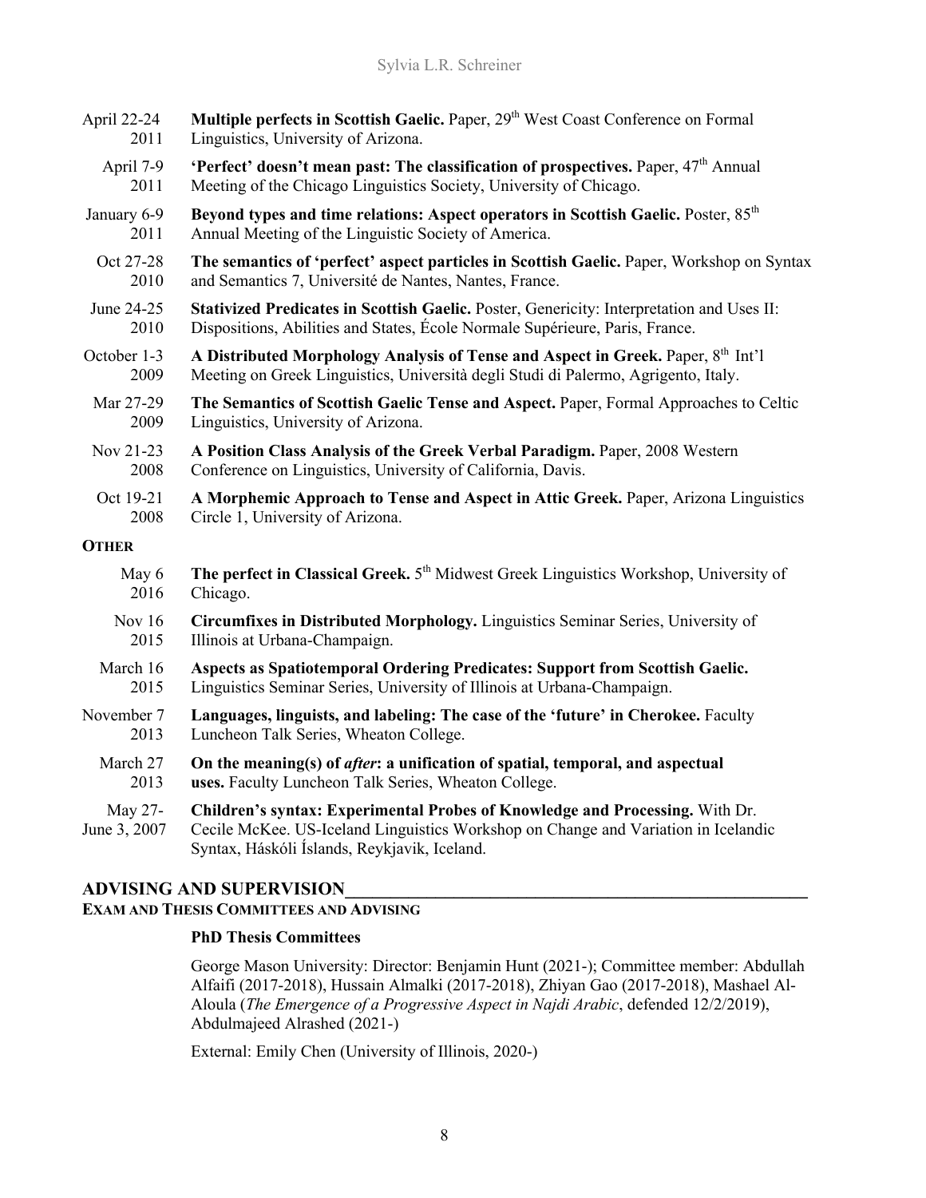April 22-24 2011 — **Multiple perfects in Scottish Gaelic.** Paper, 29th West Coast Conference on Formal Linguistics, University of Arizona.

April 7-9 2011 — **'Perfect' doesn't mean past: The classification of prospectives.** Paper, 47th Annual Meeting of the Chicago Linguistics Society, University of Chicago.

January 6-9 2011 — **Beyond types and time relations: Aspect operators in Scottish Gaelic.** Poster, 85th Annual Meeting of the Linguistic Society of America.

Oct 27-28 2010 — **The semantics of 'perfect' aspect particles in Scottish Gaelic.** Paper, Workshop on Syntax and Semantics 7, Université de Nantes, Nantes, France.

June 24-25 2010 — **Stativized Predicates in Scottish Gaelic.** Poster, Genericity: Interpretation and Uses II: Dispositions, Abilities and States, École Normale Supérieure, Paris, France.

October 1-3 2009 — **A Distributed Morphology Analysis of Tense and Aspect in Greek.** Paper, 8th Int'l Meeting on Greek Linguistics, Università degli Studi di Palermo, Agrigento, Italy.

Mar 27-29 2009 — **The Semantics of Scottish Gaelic Tense and Aspect.** Paper, Formal Approaches to Celtic Linguistics, University of Arizona.

Nov 21-23 2008 — **A Position Class Analysis of the Greek Verbal Paradigm.** Paper, 2008 Western Conference on Linguistics, University of California, Davis.

Oct 19-21 2008 — **A Morphemic Approach to Tense and Aspect in Attic Greek.** Paper, Arizona Linguistics Circle 1, University of Arizona.

**OTHER**

May 6 2016 — **The perfect in Classical Greek.** 5th Midwest Greek Linguistics Workshop, University of Chicago.

Nov 16 2015 — **Circumfixes in Distributed Morphology.** Linguistics Seminar Series, University of Illinois at Urbana-Champaign.

March 16 2015 — **Aspects as Spatiotemporal Ordering Predicates: Support from Scottish Gaelic.** Linguistics Seminar Series, University of Illinois at Urbana-Champaign.

November 7 2013 — **Languages, linguists, and labeling: The case of the 'future' in Cherokee.** Faculty Luncheon Talk Series, Wheaton College.

March 27 2013 — **On the meaning(s) of *after*: a unification of spatial, temporal, and aspectual uses.** Faculty Luncheon Talk Series, Wheaton College.

May 27-June 3, 2007 — **Children's syntax: Experimental Probes of Knowledge and Processing.** With Dr. Cecile McKee. US-Iceland Linguistics Workshop on Change and Variation in Icelandic Syntax, Háskóli Íslands, Reykjavik, Iceland.

## ADVISING AND SUPERVISION

### EXAM AND THESIS COMMITTEES AND ADVISING

**PhD Thesis Committees**

George Mason University: Director: Benjamin Hunt (2021-); Committee member: Abdullah Alfaifi (2017-2018), Hussain Almalki (2017-2018), Zhiyan Gao (2017-2018), Mashael Al-Aloula (*The Emergence of a Progressive Aspect in Najdi Arabic*, defended 12/2/2019), Abdulmajeed Alrashed (2021-)

External: Emily Chen (University of Illinois, 2020-)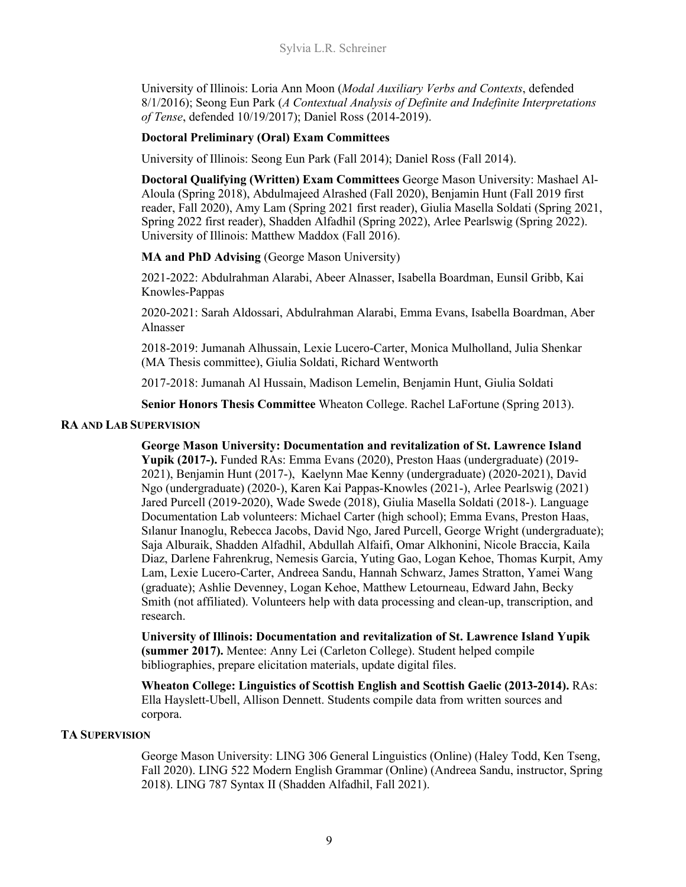University of Illinois: Loria Ann Moon (*Modal Auxiliary Verbs and Contexts*, defended 8/1/2016); Seong Eun Park (*A Contextual Analysis of Definite and Indefinite Interpretations of Tense*, defended 10/19/2017); Daniel Ross (2014-2019).

**Doctoral Preliminary (Oral) Exam Committees**

University of Illinois: Seong Eun Park (Fall 2014); Daniel Ross (Fall 2014).

**Doctoral Qualifying (Written) Exam Committees** George Mason University: Mashael Al-Aloula (Spring 2018), Abdulmajeed Alrashed (Fall 2020), Benjamin Hunt (Fall 2019 first reader, Fall 2020), Amy Lam (Spring 2021 first reader), Giulia Masella Soldati (Spring 2021, Spring 2022 first reader), Shadden Alfadhil (Spring 2022), Arlee Pearlswig (Spring 2022). University of Illinois: Matthew Maddox (Fall 2016).

**MA and PhD Advising** (George Mason University)

2021-2022: Abdulrahman Alarabi, Abeer Alnasser, Isabella Boardman, Eunsil Gribb, Kai Knowles-Pappas

2020-2021: Sarah Aldossari, Abdulrahman Alarabi, Emma Evans, Isabella Boardman, Aber Alnasser

2018-2019: Jumanah Alhussain, Lexie Lucero-Carter, Monica Mulholland, Julia Shenkar (MA Thesis committee), Giulia Soldati, Richard Wentworth

2017-2018: Jumanah Al Hussain, Madison Lemelin, Benjamin Hunt, Giulia Soldati

**Senior Honors Thesis Committee** Wheaton College. Rachel LaFortune (Spring 2013).

## RA and Lab Supervision

**George Mason University: Documentation and revitalization of St. Lawrence Island Yupik (2017-).** Funded RAs: Emma Evans (2020), Preston Haas (undergraduate) (2019-2021), Benjamin Hunt (2017-), Kaelynn Mae Kenny (undergraduate) (2020-2021), David Ngo (undergraduate) (2020-), Karen Kai Pappas-Knowles (2021-), Arlee Pearlswig (2021) Jared Purcell (2019-2020), Wade Swede (2018), Giulia Masella Soldati (2018-). Language Documentation Lab volunteers: Michael Carter (high school); Emma Evans, Preston Haas, Sılanur Inanoglu, Rebecca Jacobs, David Ngo, Jared Purcell, George Wright (undergraduate); Saja Alburaik, Shadden Alfadhil, Abdullah Alfaifi, Omar Alkhonini, Nicole Braccia, Kaila Diaz, Darlene Fahrenkrug, Nemesis Garcia, Yuting Gao, Logan Kehoe, Thomas Kurpit, Amy Lam, Lexie Lucero-Carter, Andreea Sandu, Hannah Schwarz, James Stratton, Yamei Wang (graduate); Ashlie Devenney, Logan Kehoe, Matthew Letourneau, Edward Jahn, Becky Smith (not affiliated). Volunteers help with data processing and clean-up, transcription, and research.

**University of Illinois: Documentation and revitalization of St. Lawrence Island Yupik (summer 2017).** Mentee: Anny Lei (Carleton College). Student helped compile bibliographies, prepare elicitation materials, update digital files.

**Wheaton College: Linguistics of Scottish English and Scottish Gaelic (2013-2014).** RAs: Ella Hayslett-Ubell, Allison Dennett. Students compile data from written sources and corpora.

## TA Supervision

George Mason University: LING 306 General Linguistics (Online) (Haley Todd, Ken Tseng, Fall 2020). LING 522 Modern English Grammar (Online) (Andreea Sandu, instructor, Spring 2018). LING 787 Syntax II (Shadden Alfadhil, Fall 2021).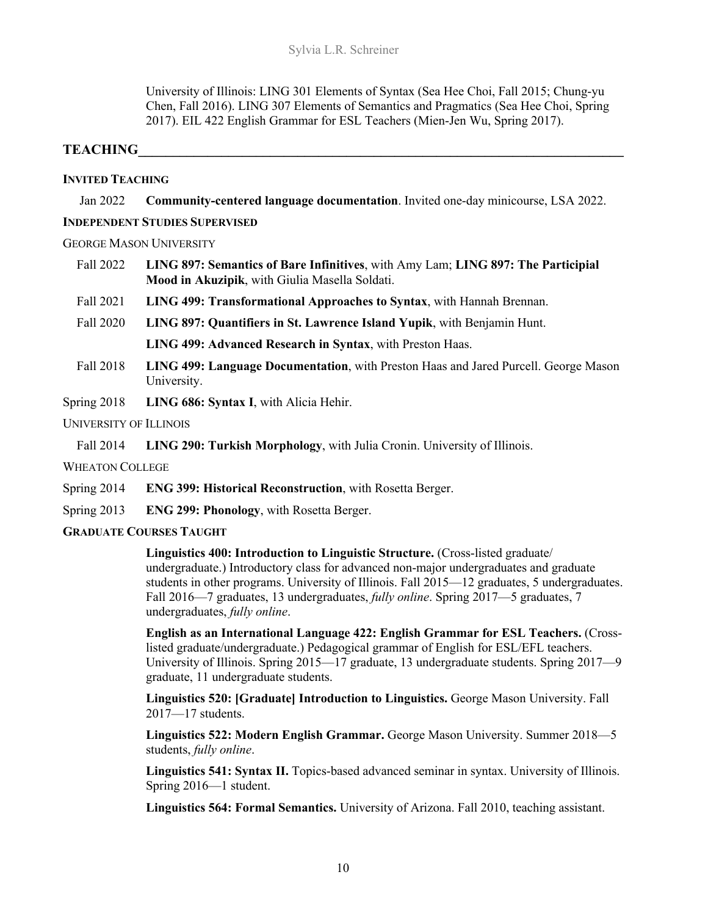University of Illinois: LING 301 Elements of Syntax (Sea Hee Choi, Fall 2015; Chung-yu Chen, Fall 2016). LING 307 Elements of Semantics and Pragmatics (Sea Hee Choi, Spring 2017). EIL 422 English Grammar for ESL Teachers (Mien-Jen Wu, Spring 2017).

## TEACHING

### INVITED TEACHING

Jan 2022 **Community-centered language documentation**. Invited one-day minicourse, LSA 2022.

### INDEPENDENT STUDIES SUPERVISED

GEORGE MASON UNIVERSITY

Fall 2022 **LING 897: Semantics of Bare Infinitives**, with Amy Lam; **LING 897: The Participial Mood in Akuzipik**, with Giulia Masella Soldati.

Fall 2021 **LING 499: Transformational Approaches to Syntax**, with Hannah Brennan.

Fall 2020 **LING 897: Quantifiers in St. Lawrence Island Yupik**, with Benjamin Hunt.

**LING 499: Advanced Research in Syntax**, with Preston Haas.

Fall 2018 **LING 499: Language Documentation**, with Preston Haas and Jared Purcell. George Mason University.

Spring 2018 **LING 686: Syntax I**, with Alicia Hehir.

UNIVERSITY OF ILLINOIS

Fall 2014 **LING 290: Turkish Morphology**, with Julia Cronin. University of Illinois.

WHEATON COLLEGE

Spring 2014 **ENG 399: Historical Reconstruction**, with Rosetta Berger.

Spring 2013 **ENG 299: Phonology**, with Rosetta Berger.

### GRADUATE COURSES TAUGHT

**Linguistics 400: Introduction to Linguistic Structure.** (Cross-listed graduate/undergraduate.) Introductory class for advanced non-major undergraduates and graduate students in other programs. University of Illinois. Fall 2015—12 graduates, 5 undergraduates. Fall 2016—7 graduates, 13 undergraduates, *fully online*. Spring 2017—5 graduates, 7 undergraduates, *fully online*.

**English as an International Language 422: English Grammar for ESL Teachers.** (Cross-listed graduate/undergraduate.) Pedagogical grammar of English for ESL/EFL teachers. University of Illinois. Spring 2015—17 graduate, 13 undergraduate students. Spring 2017—9 graduate, 11 undergraduate students.

**Linguistics 520: [Graduate] Introduction to Linguistics.** George Mason University. Fall 2017—17 students.

**Linguistics 522: Modern English Grammar.** George Mason University. Summer 2018—5 students, *fully online*.

**Linguistics 541: Syntax II.** Topics-based advanced seminar in syntax. University of Illinois. Spring 2016—1 student.

**Linguistics 564: Formal Semantics.** University of Arizona. Fall 2010, teaching assistant.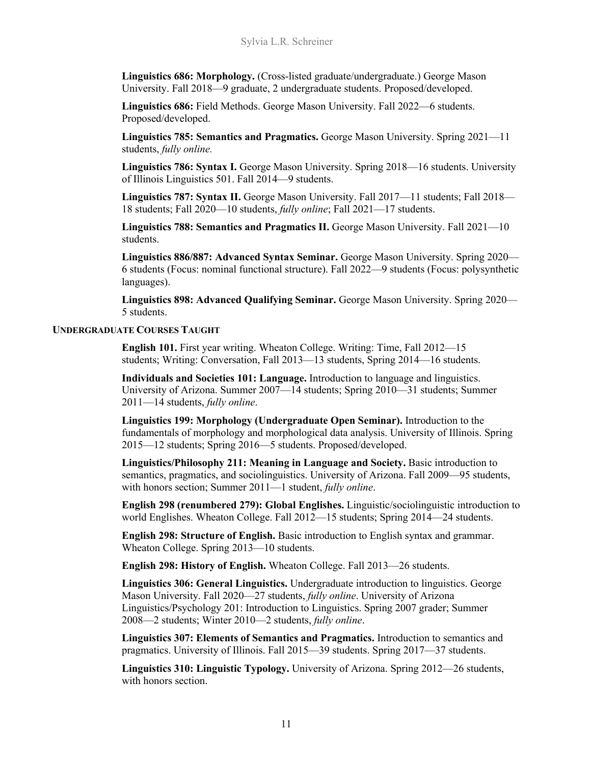**Linguistics 686: Morphology.** (Cross-listed graduate/undergraduate.) George Mason University. Fall 2018—9 graduate, 2 undergraduate students. Proposed/developed.

**Linguistics 686:** Field Methods. George Mason University. Fall 2022—6 students. Proposed/developed.

**Linguistics 785: Semantics and Pragmatics.** George Mason University. Spring 2021—11 students, *fully online.*

**Linguistics 786: Syntax I.** George Mason University. Spring 2018—16 students. University of Illinois Linguistics 501. Fall 2014—9 students.

**Linguistics 787: Syntax II.** George Mason University. Fall 2017—11 students; Fall 2018—18 students; Fall 2020—10 students, *fully online*; Fall 2021—17 students.

**Linguistics 788: Semantics and Pragmatics II.** George Mason University. Fall 2021—10 students.

**Linguistics 886/887: Advanced Syntax Seminar.** George Mason University. Spring 2020—6 students (Focus: nominal functional structure). Fall 2022—9 students (Focus: polysynthetic languages).

**Linguistics 898: Advanced Qualifying Seminar.** George Mason University. Spring 2020—5 students.

### UNDERGRADUATE COURSES TAUGHT

**English 101.** First year writing. Wheaton College. Writing: Time, Fall 2012—15 students; Writing: Conversation, Fall 2013—13 students, Spring 2014—16 students.

**Individuals and Societies 101: Language.** Introduction to language and linguistics. University of Arizona. Summer 2007—14 students; Spring 2010—31 students; Summer 2011—14 students, *fully online*.

**Linguistics 199: Morphology (Undergraduate Open Seminar).** Introduction to the fundamentals of morphology and morphological data analysis. University of Illinois. Spring 2015—12 students; Spring 2016—5 students. Proposed/developed.

**Linguistics/Philosophy 211: Meaning in Language and Society.** Basic introduction to semantics, pragmatics, and sociolinguistics. University of Arizona. Fall 2009—95 students, with honors section; Summer 2011—1 student, *fully online*.

**English 298 (renumbered 279): Global Englishes.** Linguistic/sociolinguistic introduction to world Englishes. Wheaton College. Fall 2012—15 students; Spring 2014—24 students.

**English 298: Structure of English.** Basic introduction to English syntax and grammar. Wheaton College. Spring 2013—10 students.

**English 298: History of English.** Wheaton College. Fall 2013—26 students.

**Linguistics 306: General Linguistics.** Undergraduate introduction to linguistics. George Mason University. Fall 2020—27 students, *fully online*. University of Arizona Linguistics/Psychology 201: Introduction to Linguistics. Spring 2007 grader; Summer 2008—2 students; Winter 2010—2 students, *fully online*.

**Linguistics 307: Elements of Semantics and Pragmatics.** Introduction to semantics and pragmatics. University of Illinois. Fall 2015—39 students. Spring 2017—37 students.

**Linguistics 310: Linguistic Typology.** University of Arizona. Spring 2012—26 students, with honors section.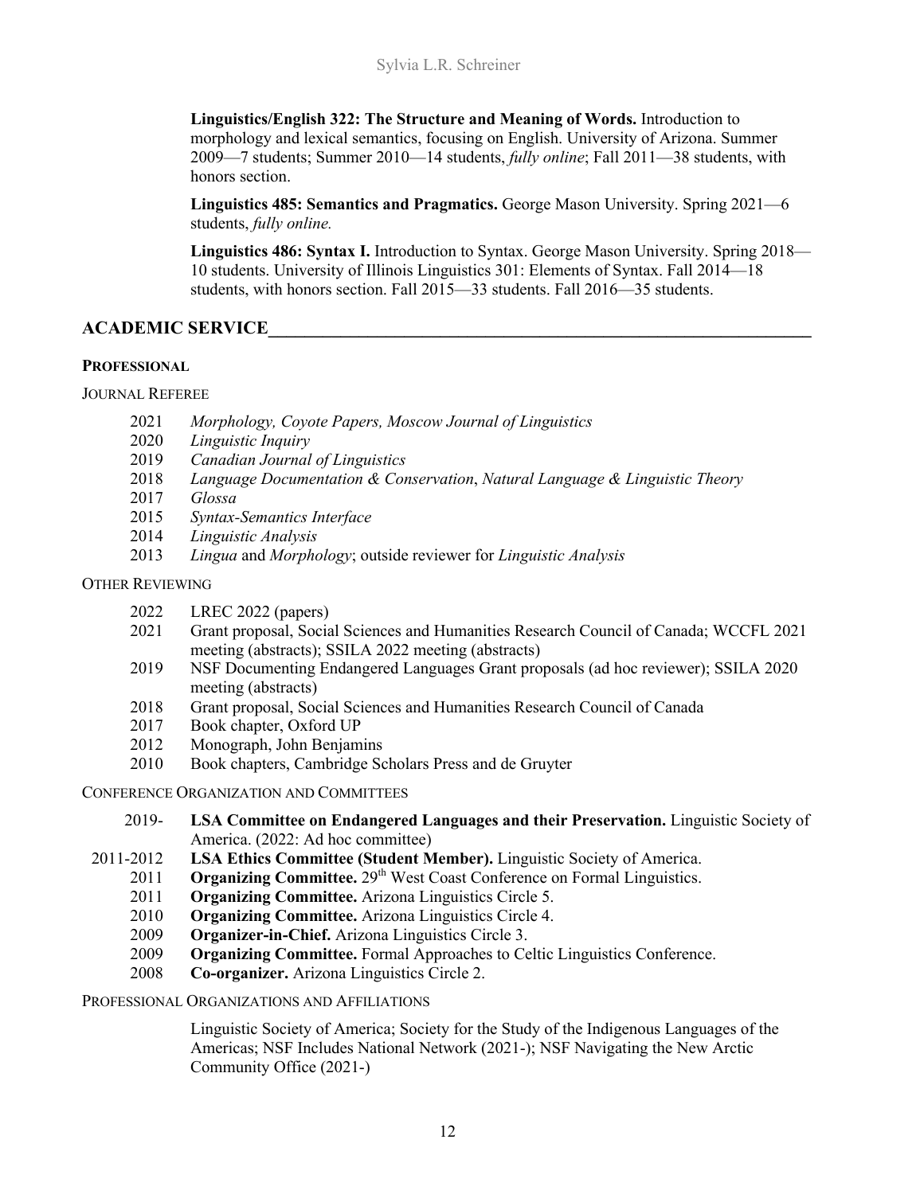**Linguistics/English 322: The Structure and Meaning of Words.** Introduction to morphology and lexical semantics, focusing on English. University of Arizona. Summer 2009—7 students; Summer 2010—14 students, *fully online*; Fall 2011—38 students, with honors section.

**Linguistics 485: Semantics and Pragmatics.** George Mason University. Spring 2021—6 students, *fully online.*

**Linguistics 486: Syntax I.** Introduction to Syntax. George Mason University. Spring 2018—10 students. University of Illinois Linguistics 301: Elements of Syntax. Fall 2014—18 students, with honors section. Fall 2015—33 students. Fall 2016—35 students.

## ACADEMIC SERVICE

### PROFESSIONAL

#### JOURNAL REFEREE

- 2021 *Morphology, Coyote Papers, Moscow Journal of Linguistics*
- 2020 *Linguistic Inquiry*
- 2019 *Canadian Journal of Linguistics*
- 2018 *Language Documentation & Conservation*, *Natural Language & Linguistic Theory*
- 2017 *Glossa*
- 2015 *Syntax-Semantics Interface*
- 2014 *Linguistic Analysis*
- 2013 *Lingua* and *Morphology*; outside reviewer for *Linguistic Analysis*

#### OTHER REVIEWING

- 2022 LREC 2022 (papers)
- 2021 Grant proposal, Social Sciences and Humanities Research Council of Canada; WCCFL 2021 meeting (abstracts); SSILA 2022 meeting (abstracts)
- 2019 NSF Documenting Endangered Languages Grant proposals (ad hoc reviewer); SSILA 2020 meeting (abstracts)
- 2018 Grant proposal, Social Sciences and Humanities Research Council of Canada
- 2017 Book chapter, Oxford UP
- 2012 Monograph, John Benjamins
- 2010 Book chapters, Cambridge Scholars Press and de Gruyter

#### CONFERENCE ORGANIZATION AND COMMITTEES

- 2019- **LSA Committee on Endangered Languages and their Preservation.** Linguistic Society of America. (2022: Ad hoc committee)
- 2011-2012 **LSA Ethics Committee (Student Member).** Linguistic Society of America.
- 2011 **Organizing Committee.** 29th West Coast Conference on Formal Linguistics.
- 2011 **Organizing Committee.** Arizona Linguistics Circle 5.
- 2010 **Organizing Committee.** Arizona Linguistics Circle 4.
- 2009 **Organizer-in-Chief.** Arizona Linguistics Circle 3.
- 2009 **Organizing Committee.** Formal Approaches to Celtic Linguistics Conference.
- 2008 **Co-organizer.** Arizona Linguistics Circle 2.

#### PROFESSIONAL ORGANIZATIONS AND AFFILIATIONS

Linguistic Society of America; Society for the Study of the Indigenous Languages of the Americas; NSF Includes National Network (2021-); NSF Navigating the New Arctic Community Office (2021-)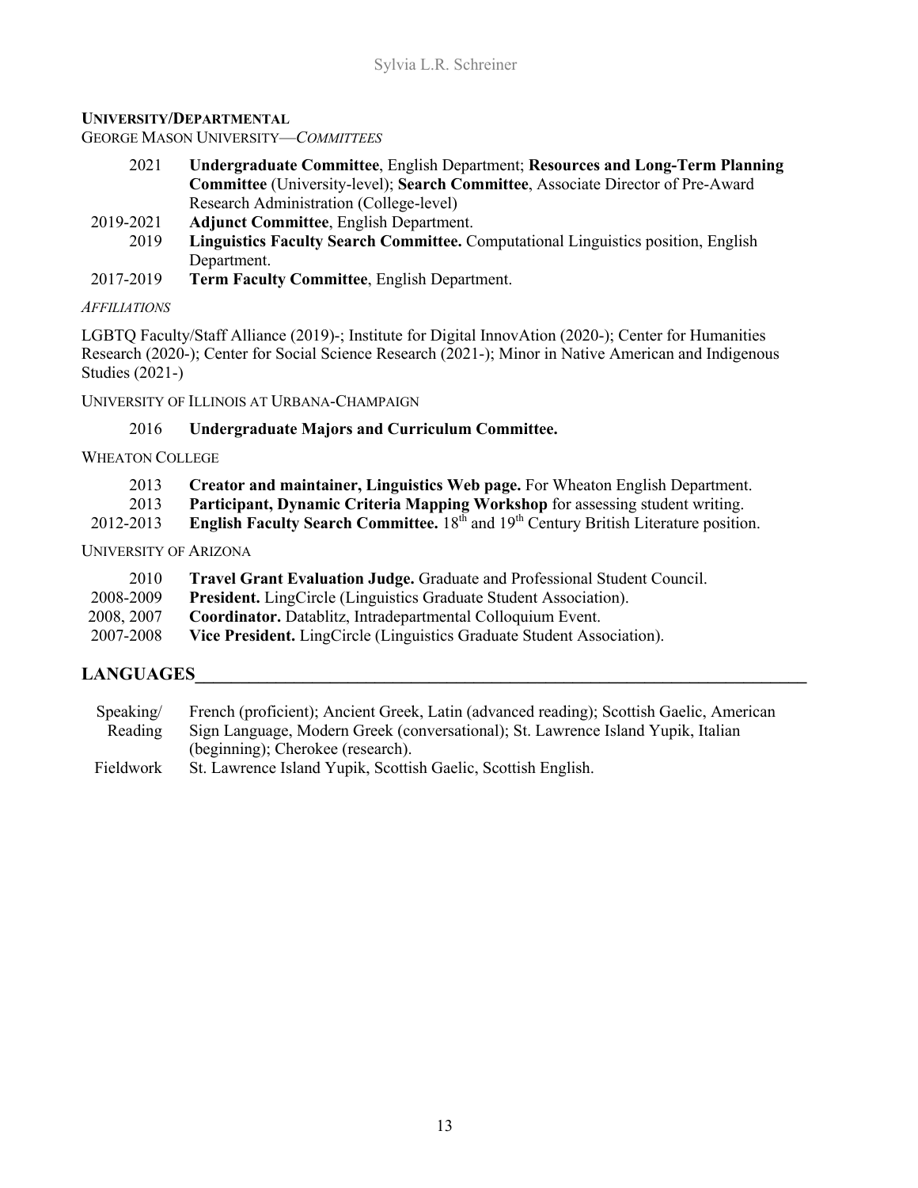### UNIVERSITY/DEPARTMENTAL

GEORGE MASON UNIVERSITY—*COMMITTEES*

| | |
|---|---|
| 2021 | **Undergraduate Committee**, English Department; **Resources and Long-Term Planning Committee** (University-level); **Search Committee**, Associate Director of Pre-Award Research Administration (College-level) |
| 2019-2021 | **Adjunct Committee**, English Department. |
| 2019 | **Linguistics Faculty Search Committee.** Computational Linguistics position, English Department. |
| 2017-2019 | **Term Faculty Committee**, English Department. |

*AFFILIATIONS*

LGBTQ Faculty/Staff Alliance (2019)-; Institute for Digital InnovAtion (2020-); Center for Humanities Research (2020-); Center for Social Science Research (2021-); Minor in Native American and Indigenous Studies (2021-)

UNIVERSITY OF ILLINOIS AT URBANA-CHAMPAIGN

| | |
|---|---|
| 2016 | **Undergraduate Majors and Curriculum Committee.** |

WHEATON COLLEGE

| | |
|---|---|
| 2013 | **Creator and maintainer, Linguistics Web page.** For Wheaton English Department. |
| 2013 | **Participant, Dynamic Criteria Mapping Workshop** for assessing student writing. |
| 2012-2013 | **English Faculty Search Committee.** 18th and 19th Century British Literature position. |

UNIVERSITY OF ARIZONA

| | |
|---|---|
| 2010 | **Travel Grant Evaluation Judge.** Graduate and Professional Student Council. |
| 2008-2009 | **President.** LingCircle (Linguistics Graduate Student Association). |
| 2008, 2007 | **Coordinator.** Datablitz, Intradepartmental Colloquium Event. |
| 2007-2008 | **Vice President.** LingCircle (Linguistics Graduate Student Association). |

## LANGUAGES

| | |
|---|---|
| Speaking/ Reading | French (proficient); Ancient Greek, Latin (advanced reading); Scottish Gaelic, American Sign Language, Modern Greek (conversational); St. Lawrence Island Yupik, Italian (beginning); Cherokee (research). |
| Fieldwork | St. Lawrence Island Yupik, Scottish Gaelic, Scottish English. |